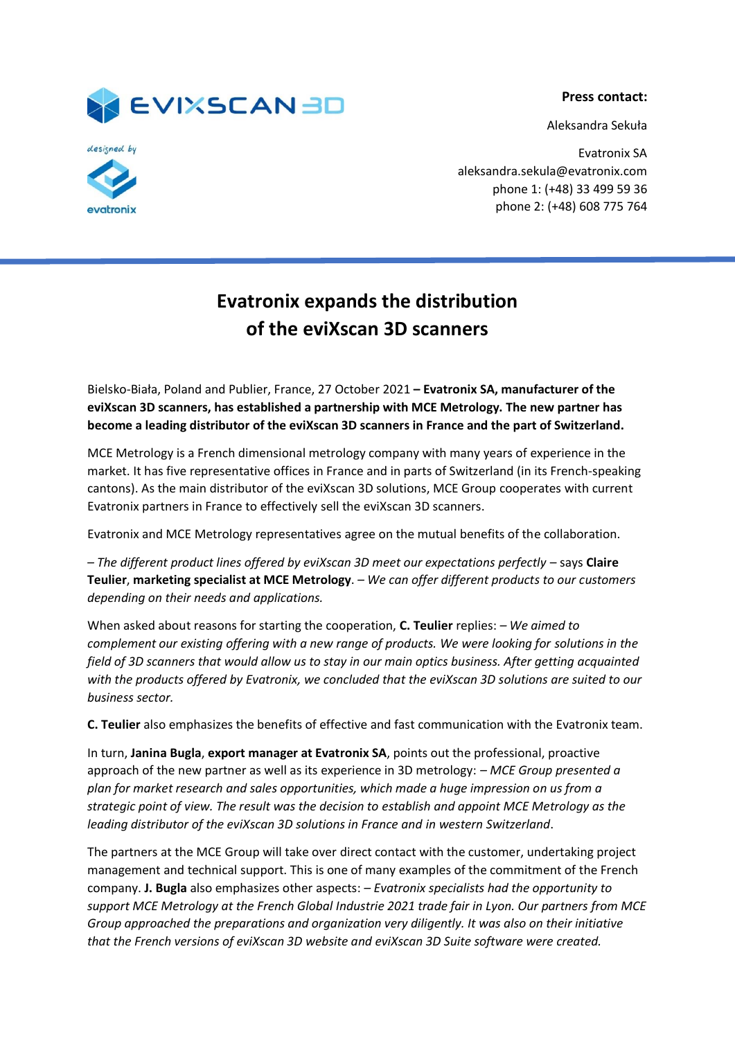**Press contact:**

Aleksandra Sekuła

Evatronix SA
aleksandra.sekula@evatronix.com
phone 1: (+48) 33 499 59 36
phone 2: (+48) 608 775 764

# Evatronix expands the distribution of the eviXscan 3D scanners

Bielsko-Biała, Poland and Publier, France, 27 October 2021 **– Evatronix SA, manufacturer of the eviXscan 3D scanners, has established a partnership with MCE Metrology. The new partner has become a leading distributor of the eviXscan 3D scanners in France and the part of Switzerland.**

MCE Metrology is a French dimensional metrology company with many years of experience in the market. It has five representative offices in France and in parts of Switzerland (in its French-speaking cantons). As the main distributor of the eviXscan 3D solutions, MCE Group cooperates with current Evatronix partners in France to effectively sell the eviXscan 3D scanners.

Evatronix and MCE Metrology representatives agree on the mutual benefits of the collaboration.

– *The different product lines offered by eviXscan 3D meet our expectations perfectly* – says **Claire Teulier**, **marketing specialist at MCE Metrology**. – *We can offer different products to our customers depending on their needs and applications.*

When asked about reasons for starting the cooperation, **C. Teulier** replies: – *We aimed to complement our existing offering with a new range of products. We were looking for solutions in the field of 3D scanners that would allow us to stay in our main optics business. After getting acquainted with the products offered by Evatronix, we concluded that the eviXscan 3D solutions are suited to our business sector.*

**C. Teulier** also emphasizes the benefits of effective and fast communication with the Evatronix team.

In turn, **Janina Bugla**, **export manager at Evatronix SA**, points out the professional, proactive approach of the new partner as well as its experience in 3D metrology: – *MCE Group presented a plan for market research and sales opportunities, which made a huge impression on us from a strategic point of view. The result was the decision to establish and appoint MCE Metrology as the leading distributor of the eviXscan 3D solutions in France and in western Switzerland.*

The partners at the MCE Group will take over direct contact with the customer, undertaking project management and technical support. This is one of many examples of the commitment of the French company. **J. Bugla** also emphasizes other aspects: – *Evatronix specialists had the opportunity to support MCE Metrology at the French Global Industrie 2021 trade fair in Lyon. Our partners from MCE Group approached the preparations and organization very diligently. It was also on their initiative that the French versions of eviXscan 3D website and eviXscan 3D Suite software were created.*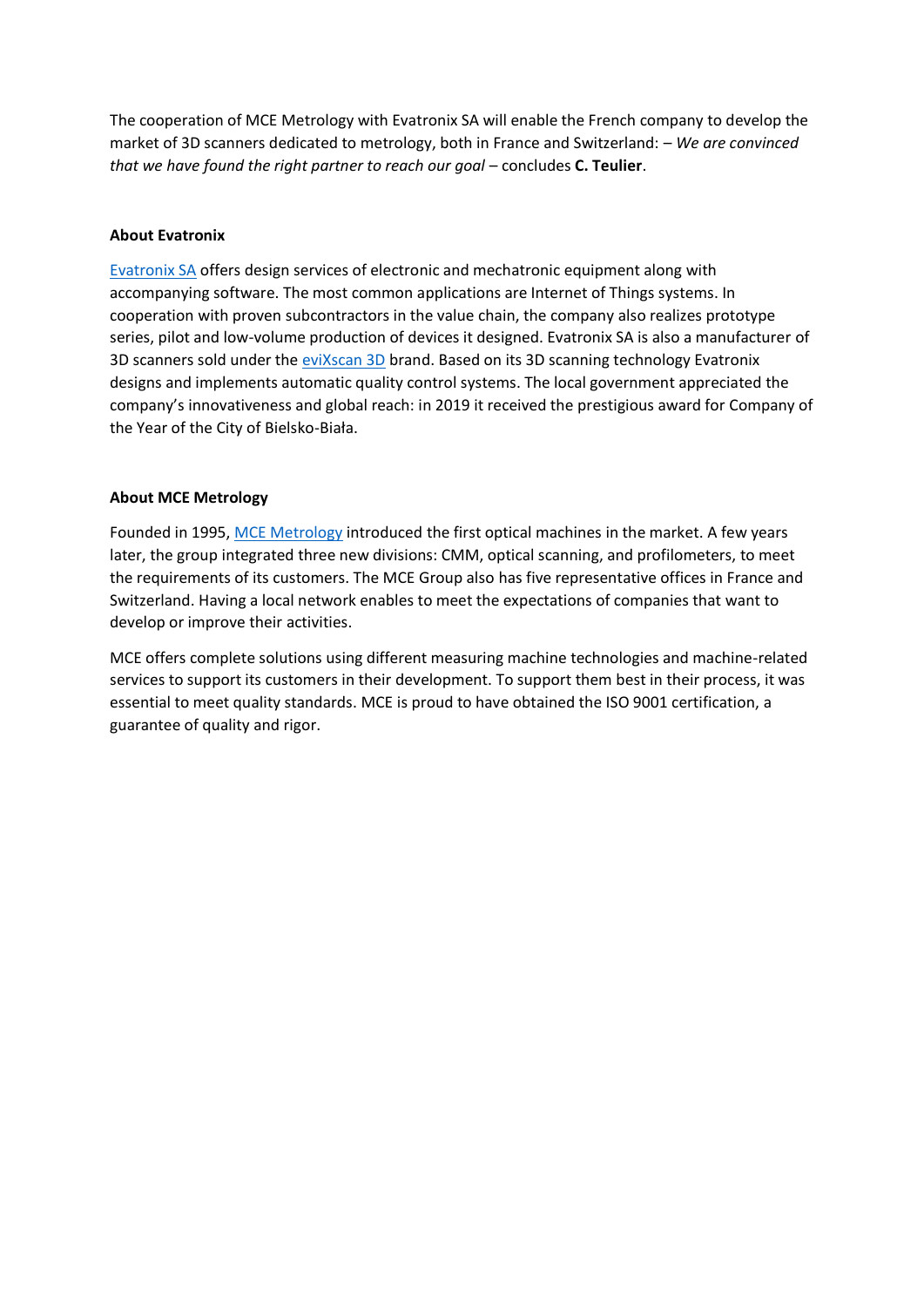The cooperation of MCE Metrology with Evatronix SA will enable the French company to develop the market of 3D scanners dedicated to metrology, both in France and Switzerland: – *We are convinced that we have found the right partner to reach our goal* – concludes **C. Teulier**.

**About Evatronix**

Evatronix SA offers design services of electronic and mechatronic equipment along with accompanying software. The most common applications are Internet of Things systems. In cooperation with proven subcontractors in the value chain, the company also realizes prototype series, pilot and low-volume production of devices it designed. Evatronix SA is also a manufacturer of 3D scanners sold under the eviXscan 3D brand. Based on its 3D scanning technology Evatronix designs and implements automatic quality control systems. The local government appreciated the company's innovativeness and global reach: in 2019 it received the prestigious award for Company of the Year of the City of Bielsko-Biała.

**About MCE Metrology**

Founded in 1995, MCE Metrology introduced the first optical machines in the market. A few years later, the group integrated three new divisions: CMM, optical scanning, and profilometers, to meet the requirements of its customers. The MCE Group also has five representative offices in France and Switzerland. Having a local network enables to meet the expectations of companies that want to develop or improve their activities.

MCE offers complete solutions using different measuring machine technologies and machine-related services to support its customers in their development. To support them best in their process, it was essential to meet quality standards. MCE is proud to have obtained the ISO 9001 certification, a guarantee of quality and rigor.